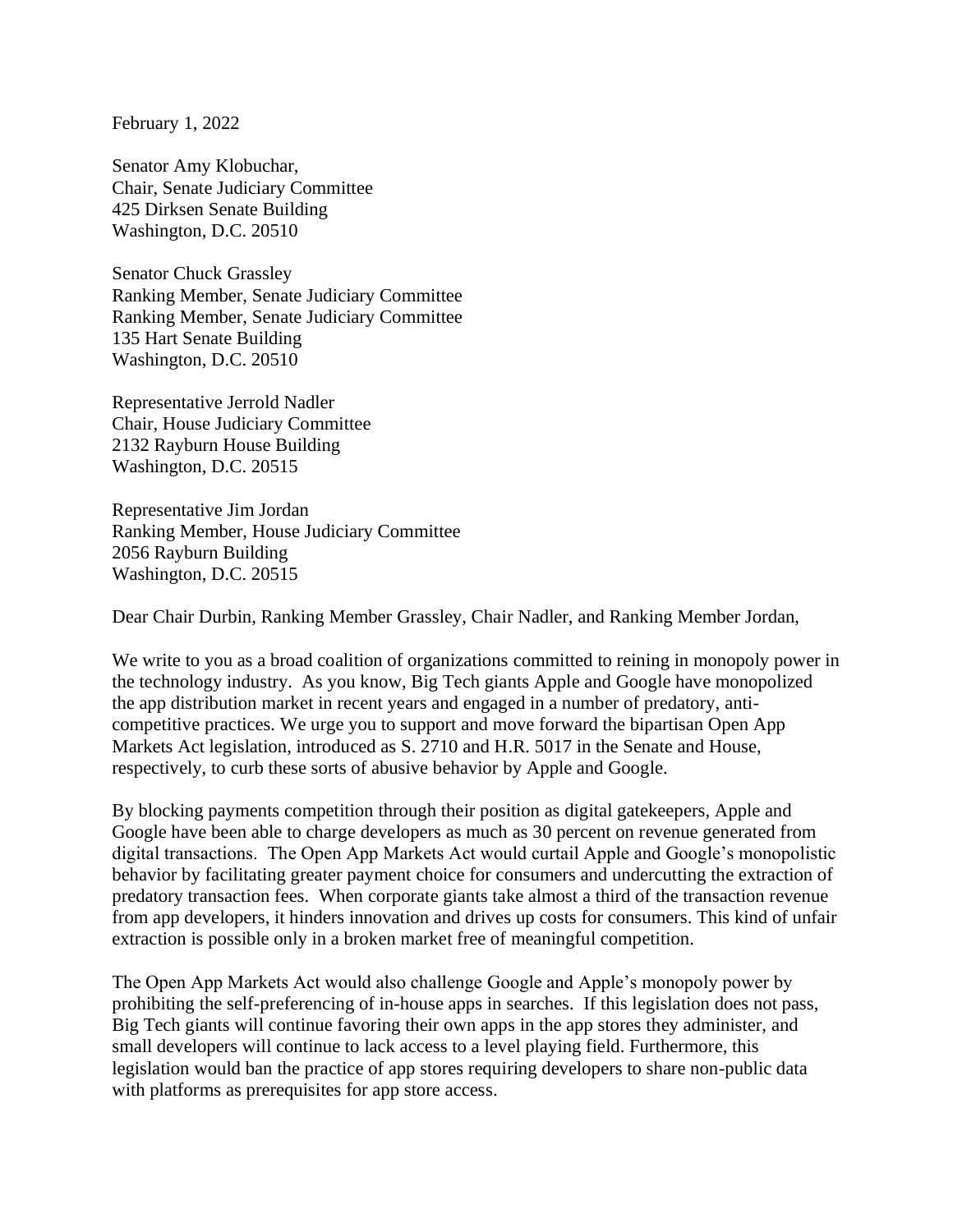February 1, 2022

Senator Amy Klobuchar,
Chair, Senate Judiciary Committee
425 Dirksen Senate Building
Washington, D.C. 20510

Senator Chuck Grassley
Ranking Member, Senate Judiciary Committee
Ranking Member, Senate Judiciary Committee
135 Hart Senate Building
Washington, D.C. 20510

Representative Jerrold Nadler
Chair, House Judiciary Committee
2132 Rayburn House Building
Washington, D.C. 20515

Representative Jim Jordan
Ranking Member, House Judiciary Committee
2056 Rayburn Building
Washington, D.C. 20515

Dear Chair Durbin, Ranking Member Grassley, Chair Nadler, and Ranking Member Jordan,

We write to you as a broad coalition of organizations committed to reining in monopoly power in the technology industry. As you know, Big Tech giants Apple and Google have monopolized the app distribution market in recent years and engaged in a number of predatory, anti-competitive practices. We urge you to support and move forward the bipartisan Open App Markets Act legislation, introduced as S. 2710 and H.R. 5017 in the Senate and House, respectively, to curb these sorts of abusive behavior by Apple and Google.

By blocking payments competition through their position as digital gatekeepers, Apple and Google have been able to charge developers as much as 30 percent on revenue generated from digital transactions. The Open App Markets Act would curtail Apple and Google's monopolistic behavior by facilitating greater payment choice for consumers and undercutting the extraction of predatory transaction fees. When corporate giants take almost a third of the transaction revenue from app developers, it hinders innovation and drives up costs for consumers. This kind of unfair extraction is possible only in a broken market free of meaningful competition.

The Open App Markets Act would also challenge Google and Apple's monopoly power by prohibiting the self-preferencing of in-house apps in searches. If this legislation does not pass, Big Tech giants will continue favoring their own apps in the app stores they administer, and small developers will continue to lack access to a level playing field. Furthermore, this legislation would ban the practice of app stores requiring developers to share non-public data with platforms as prerequisites for app store access.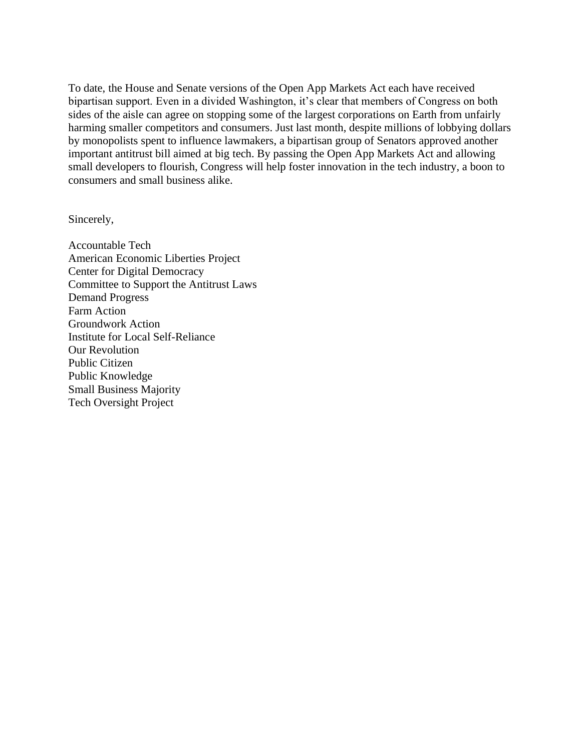To date, the House and Senate versions of the Open App Markets Act each have received bipartisan support. Even in a divided Washington, it's clear that members of Congress on both sides of the aisle can agree on stopping some of the largest corporations on Earth from unfairly harming smaller competitors and consumers. Just last month, despite millions of lobbying dollars by monopolists spent to influence lawmakers, a bipartisan group of Senators approved another important antitrust bill aimed at big tech. By passing the Open App Markets Act and allowing small developers to flourish, Congress will help foster innovation in the tech industry, a boon to consumers and small business alike.

Sincerely,

Accountable Tech
American Economic Liberties Project
Center for Digital Democracy
Committee to Support the Antitrust Laws
Demand Progress
Farm Action
Groundwork Action
Institute for Local Self-Reliance
Our Revolution
Public Citizen
Public Knowledge
Small Business Majority
Tech Oversight Project